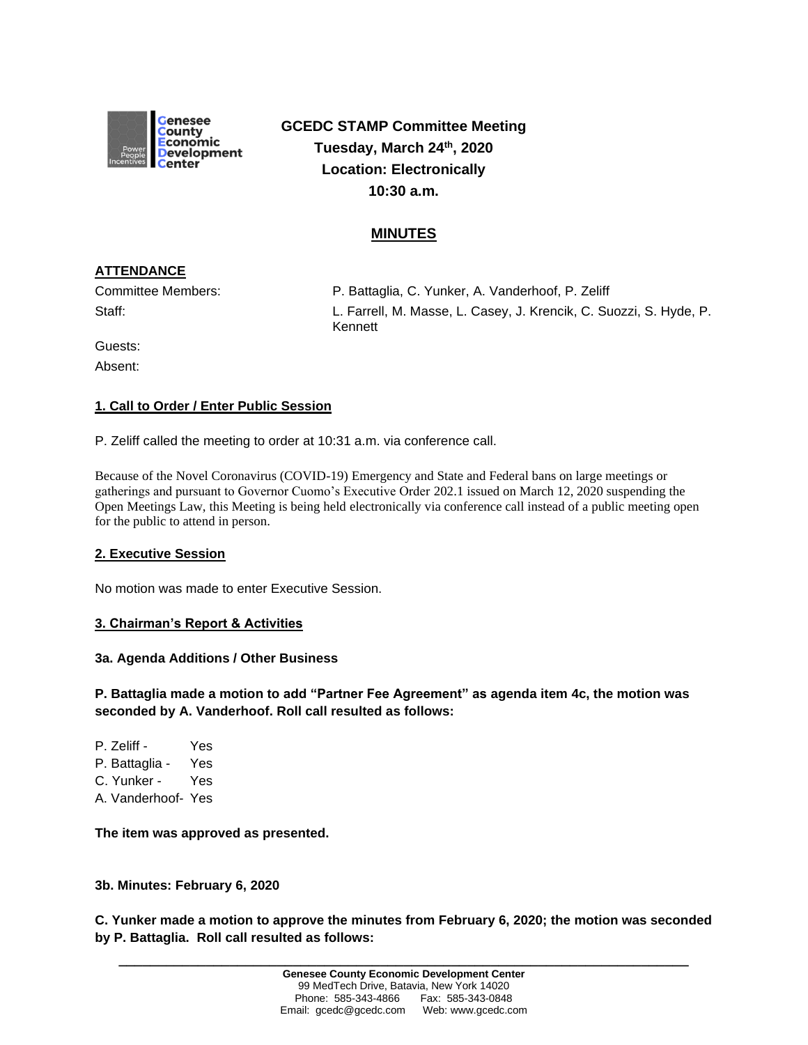# GCEDC STAMP Committee Meeting
**Tuesday, March 24th, 2020**
**Location: Electronically**
**10:30 a.m.**

## MINUTES

**ATTENDANCE**

| | |
|---|---|
| Committee Members: | P. Battaglia, C. Yunker, A. Vanderhoof, P. Zeliff |
| Staff: | L. Farrell, M. Masse, L. Casey, J. Krencik, C. Suozzi, S. Hyde, P. Kennett |
| Guests: | |
| Absent: | |

**1. Call to Order / Enter Public Session**

P. Zeliff called the meeting to order at 10:31 a.m. via conference call.

Because of the Novel Coronavirus (COVID-19) Emergency and State and Federal bans on large meetings or gatherings and pursuant to Governor Cuomo's Executive Order 202.1 issued on March 12, 2020 suspending the Open Meetings Law, this Meeting is being held electronically via conference call instead of a public meeting open for the public to attend in person.

**2. Executive Session**

No motion was made to enter Executive Session.

**3. Chairman's Report & Activities**

**3a. Agenda Additions / Other Business**

**P. Battaglia made a motion to add "Partner Fee Agreement" as agenda item 4c, the motion was seconded by A. Vanderhoof. Roll call resulted as follows:**

P. Zeliff - Yes
P. Battaglia - Yes
C. Yunker - Yes
A. Vanderhoof- Yes

**The item was approved as presented.**

**3b. Minutes: February 6, 2020**

**C. Yunker made a motion to approve the minutes from February 6, 2020; the motion was seconded by P. Battaglia. Roll call resulted as follows:**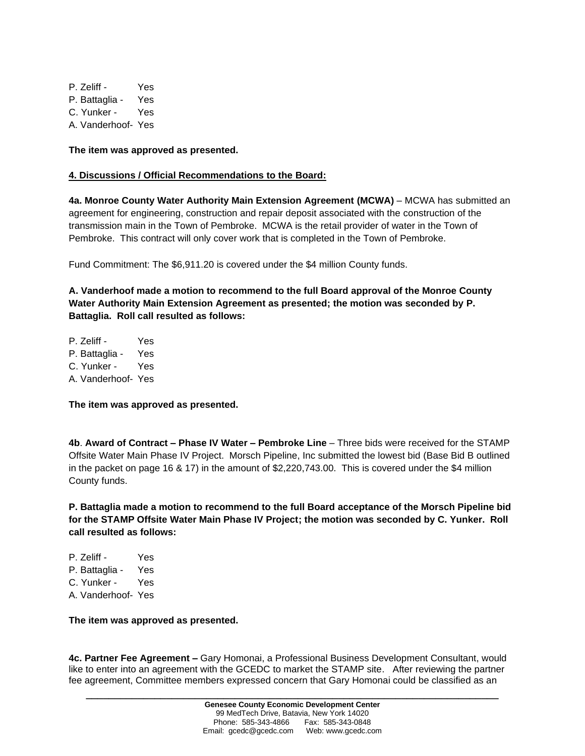P. Zeliff - Yes
P. Battaglia - Yes
C. Yunker - Yes
A. Vanderhoof- Yes

**The item was approved as presented.**

**4. Discussions / Official Recommendations to the Board:**

**4a. Monroe County Water Authority Main Extension Agreement (MCWA)** – MCWA has submitted an agreement for engineering, construction and repair deposit associated with the construction of the transmission main in the Town of Pembroke. MCWA is the retail provider of water in the Town of Pembroke. This contract will only cover work that is completed in the Town of Pembroke.

Fund Commitment: The $6,911.20 is covered under the $4 million County funds.

**A. Vanderhoof made a motion to recommend to the full Board approval of the Monroe County Water Authority Main Extension Agreement as presented; the motion was seconded by P. Battaglia. Roll call resulted as follows:**

P. Zeliff - Yes
P. Battaglia - Yes
C. Yunker - Yes
A. Vanderhoof- Yes

**The item was approved as presented.**

**4b**. **Award of Contract – Phase IV Water – Pembroke Line** – Three bids were received for the STAMP Offsite Water Main Phase IV Project. Morsch Pipeline, Inc submitted the lowest bid (Base Bid B outlined in the packet on page 16 & 17) in the amount of $2,220,743.00. This is covered under the $4 million County funds.

**P. Battaglia made a motion to recommend to the full Board acceptance of the Morsch Pipeline bid for the STAMP Offsite Water Main Phase IV Project; the motion was seconded by C. Yunker. Roll call resulted as follows:**

P. Zeliff - Yes
P. Battaglia - Yes
C. Yunker - Yes
A. Vanderhoof- Yes

**The item was approved as presented.**

**4c. Partner Fee Agreement –** Gary Homonai, a Professional Business Development Consultant, would like to enter into an agreement with the GCEDC to market the STAMP site. After reviewing the partner fee agreement, Committee members expressed concern that Gary Homonai could be classified as an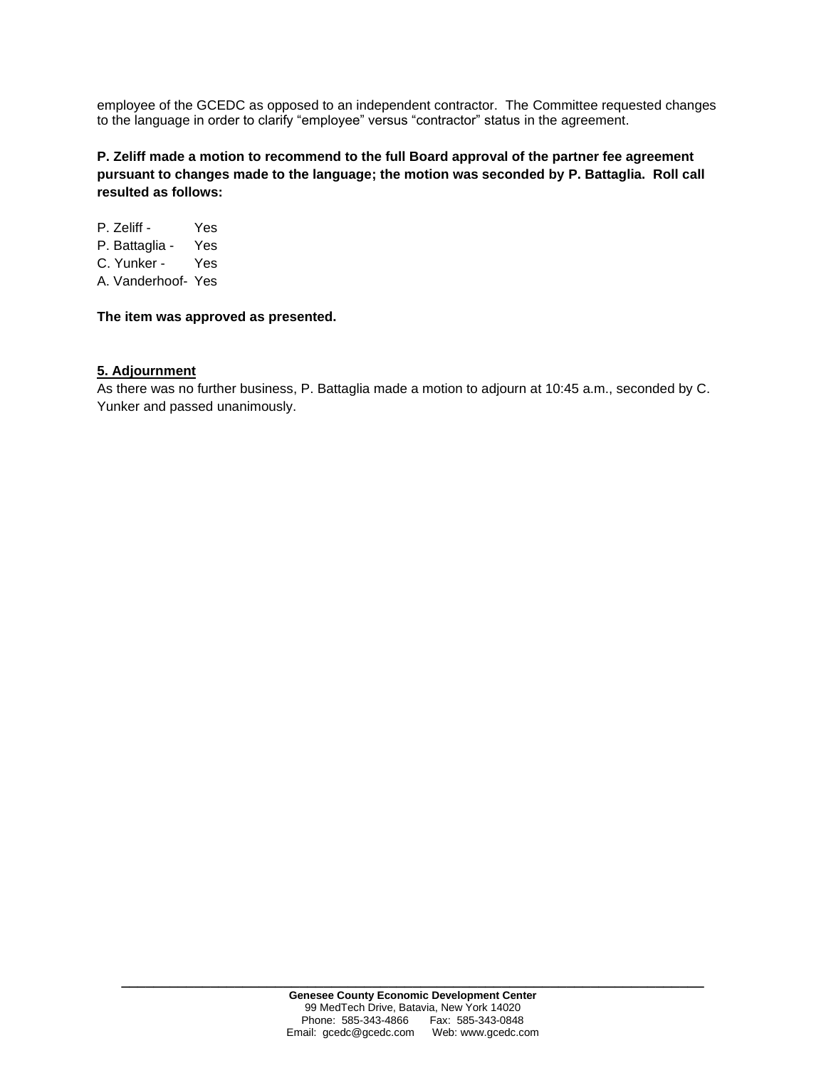employee of the GCEDC as opposed to an independent contractor. The Committee requested changes to the language in order to clarify "employee" versus "contractor" status in the agreement.

**P. Zeliff made a motion to recommend to the full Board approval of the partner fee agreement pursuant to changes made to the language; the motion was seconded by P. Battaglia. Roll call resulted as follows:**

P. Zeliff - Yes
P. Battaglia - Yes
C. Yunker - Yes
A. Vanderhoof- Yes

**The item was approved as presented.**

**5. Adjournment**

As there was no further business, P. Battaglia made a motion to adjourn at 10:45 a.m., seconded by C. Yunker and passed unanimously.